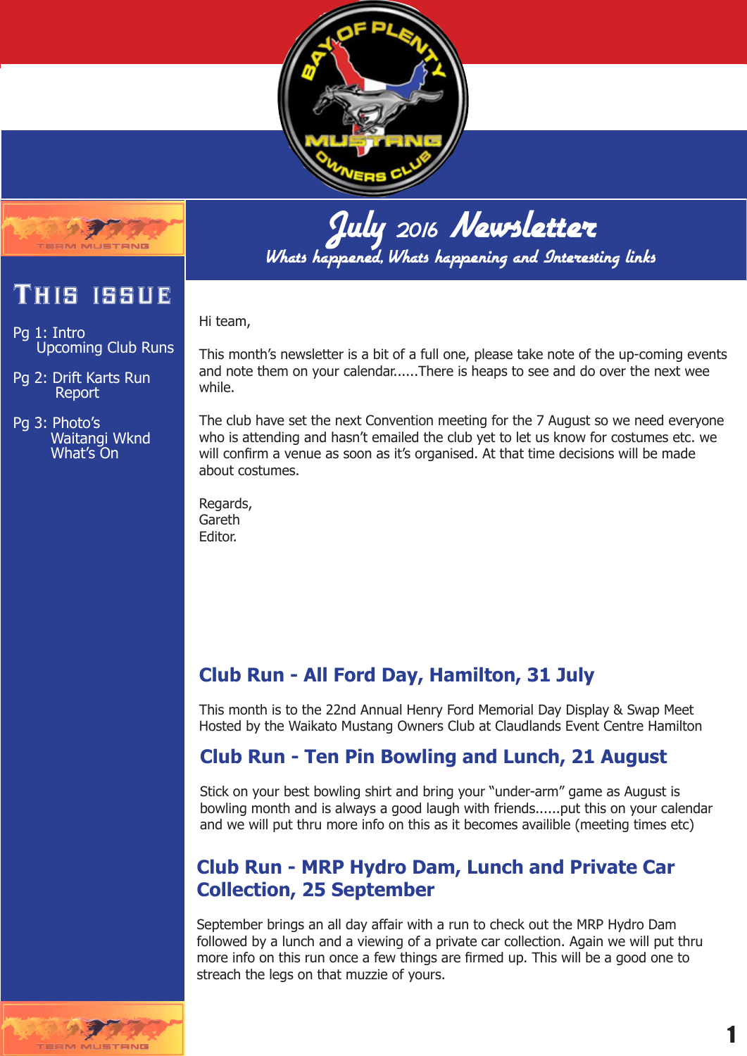# July 2016 Newsletter

*Whats happened, Whats happening and Interesting links*

## This issue

Pg 1: Intro
Upcoming Club Runs

Pg 2: Drift Karts Run Report

Pg 3: Photo's
Waitangi Wknd
What's On

Hi team,

This month's newsletter is a bit of a full one, please take note of the up-coming events and note them on your calendar......There is heaps to see and do over the next wee while.

The club have set the next Convention meeting for the 7 August so we need everyone who is attending and hasn't emailed the club yet to let us know for costumes etc. we will confirm a venue as soon as it's organised. At that time decisions will be made about costumes.

Regards,
Gareth
Editor.

## Club Run - All Ford Day, Hamilton, 31 July

This month is to the 22nd Annual Henry Ford Memorial Day Display & Swap Meet Hosted by the Waikato Mustang Owners Club at Claudlands Event Centre Hamilton

## Club Run - Ten Pin Bowling and Lunch, 21 August

Stick on your best bowling shirt and bring your "under-arm" game as August is bowling month and is always a good laugh with friends......put this on your calendar and we will put thru more info on this as it becomes availible (meeting times etc)

## Club Run - MRP Hydro Dam, Lunch and Private Car Collection, 25 September

September brings an all day affair with a run to check out the MRP Hydro Dam followed by a lunch and a viewing of a private car collection. Again we will put thru more info on this run once a few things are firmed up. This will be a good one to streach the legs on that muzzie of yours.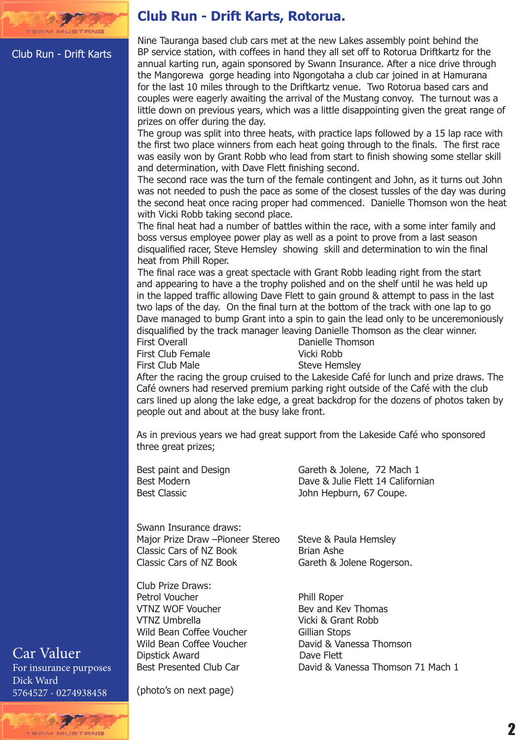Club Run - Drift Karts

# Club Run - Drift Karts, Rotorua.

Nine Tauranga based club cars met at the new Lakes assembly point behind the BP service station, with coffees in hand they all set off to Rotorua Driftkartz for the annual karting run, again sponsored by Swann Insurance. After a nice drive through the Mangorewa gorge heading into Ngongotaha a club car joined in at Hamurana for the last 10 miles through to the Driftkartz venue. Two Rotorua based cars and couples were eagerly awaiting the arrival of the Mustang convoy. The turnout was a little down on previous years, which was a little disappointing given the great range of prizes on offer during the day.

The group was split into three heats, with practice laps followed by a 15 lap race with the first two place winners from each heat going through to the finals. The first race was easily won by Grant Robb who lead from start to finish showing some stellar skill and determination, with Dave Flett finishing second.

The second race was the turn of the female contingent and John, as it turns out John was not needed to push the pace as some of the closest tussles of the day was during the second heat once racing proper had commenced. Danielle Thomson won the heat with Vicki Robb taking second place.

The final heat had a number of battles within the race, with a some inter family and boss versus employee power play as well as a point to prove from a last season disqualified racer, Steve Hemsley showing skill and determination to win the final heat from Phill Roper.

The final race was a great spectacle with Grant Robb leading right from the start and appearing to have a the trophy polished and on the shelf until he was held up in the lapped traffic allowing Dave Flett to gain ground & attempt to pass in the last two laps of the day. On the final turn at the bottom of the track with one lap to go Dave managed to bump Grant into a spin to gain the lead only to be unceremoniously disqualified by the track manager leaving Danielle Thomson as the clear winner.

| | |
|---|---|
| First Overall | Danielle Thomson |
| First Club Female | Vicki Robb |
| First Club Male | Steve Hemsley |

After the racing the group cruised to the Lakeside Café for lunch and prize draws. The Café owners had reserved premium parking right outside of the Café with the club cars lined up along the lake edge, a great backdrop for the dozens of photos taken by people out and about at the busy lake front.

As in previous years we had great support from the Lakeside Café who sponsored three great prizes;

| | |
|---|---|
| Best paint and Design | Gareth & Jolene, 72 Mach 1 |
| Best Modern | Dave & Julie Flett 14 Californian |
| Best Classic | John Hepburn, 67 Coupe. |

Swann Insurance draws:

| | |
|---|---|
| Major Prize Draw –Pioneer Stereo | Steve & Paula Hemsley |
| Classic Cars of NZ Book | Brian Ashe |
| Classic Cars of NZ Book | Gareth & Jolene Rogerson. |

Club Prize Draws:

| | |
|---|---|
| Petrol Voucher | Phill Roper |
| VTNZ WOF Voucher | Bev and Kev Thomas |
| VTNZ Umbrella | Vicki & Grant Robb |
| Wild Bean Coffee Voucher | Gillian Stops |
| Wild Bean Coffee Voucher | David & Vanessa Thomson |
| Dipstick Award | Dave Flett |
| Best Presented Club Car | David & Vanessa Thomson 71 Mach 1 |

(photo's on next page)

Car Valuer
For insurance purposes
Dick Ward
5764527 - 0274938458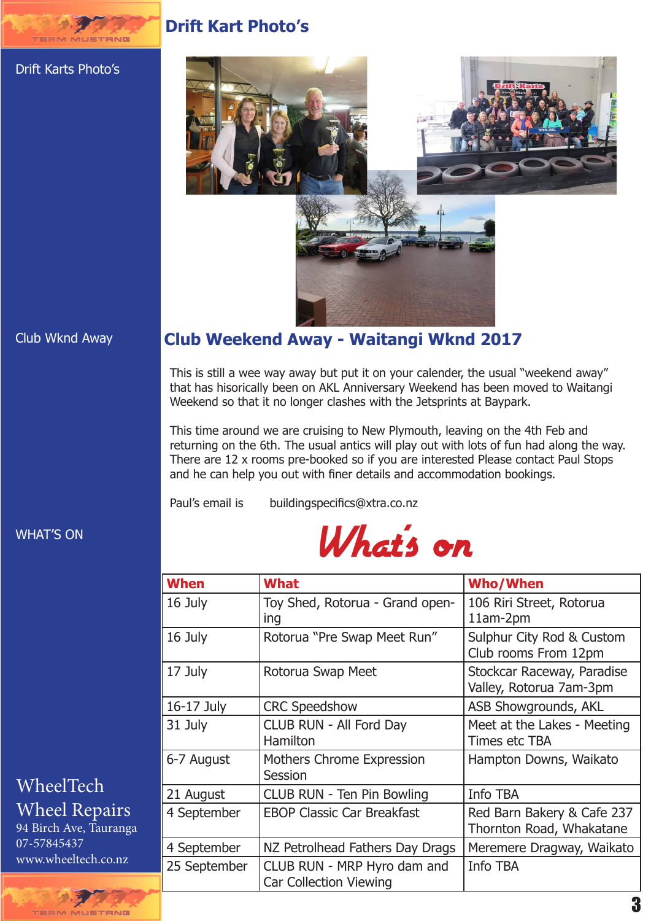## Drift Kart Photo's

Drift Karts Photo's

## Club Weekend Away - Waitangi Wknd 2017

Club Wknd Away

This is still a wee way away but put it on your calender, the usual "weekend away" that has hisorically been on AKL Anniversary Weekend has been moved to Waitangi Weekend so that it no longer clashes with the Jetsprints at Baypark.

This time around we are cruising to New Plymouth, leaving on the 4th Feb and returning on the 6th. The usual antics will play out with lots of fun had along the way. There are 12 x rooms pre-booked so if you are interested Please contact Paul Stops and he can help you out with finer details and accommodation bookings.

Paul's email is buildingspecifics@xtra.co.nz

## What's on

WHAT'S ON

| When | What | Who/When |
|---|---|---|
| 16 July | Toy Shed, Rotorua - Grand opening | 106 Riri Street, Rotorua 11am-2pm |
| 16 July | Rotorua "Pre Swap Meet Run" | Sulphur City Rod & Custom Club rooms From 12pm |
| 17 July | Rotorua Swap Meet | Stockcar Raceway, Paradise Valley, Rotorua 7am-3pm |
| 16-17 July | CRC Speedshow | ASB Showgrounds, AKL |
| 31 July | CLUB RUN - All Ford Day Hamilton | Meet at the Lakes - Meeting Times etc TBA |
| 6-7 August | Mothers Chrome Expression Session | Hampton Downs, Waikato |
| 21 August | CLUB RUN - Ten Pin Bowling | Info TBA |
| 4 September | EBOP Classic Car Breakfast | Red Barn Bakery & Cafe 237 Thornton Road, Whakatane |
| 4 September | NZ Petrolhead Fathers Day Drags | Meremere Dragway, Waikato |
| 25 September | CLUB RUN - MRP Hyro dam and Car Collection Viewing | Info TBA |

WheelTech
Wheel Repairs
94 Birch Ave, Tauranga
07-57845437
www.wheeltech.co.nz